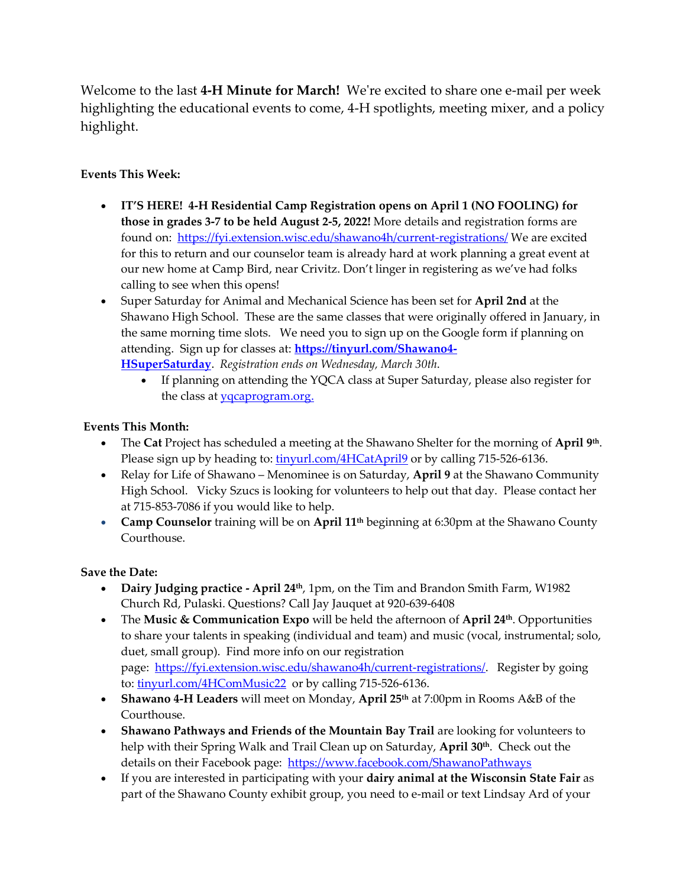Welcome to the last **4-H Minute for March!** We're excited to share one e-mail per week highlighting the educational events to come, 4-H spotlights, meeting mixer, and a policy highlight.

**Events This Week:**

- **IT'S HERE! 4-H Residential Camp Registration opens on April 1 (NO FOOLING) for those in grades 3-7 to be held August 2-5, 2022!** More details and registration forms are found on: https://fyi.extension.wisc.edu/shawano4h/current-registrations/ We are excited for this to return and our counselor team is already hard at work planning a great event at our new home at Camp Bird, near Crivitz. Don't linger in registering as we've had folks calling to see when this opens!
- Super Saturday for Animal and Mechanical Science has been set for **April 2nd** at the Shawano High School. These are the same classes that were originally offered in January, in the same morning time slots. We need you to sign up on the Google form if planning on attending. Sign up for classes at: **https://tinyurl.com/Shawano4-HSuperSaturday**. *Registration ends on Wednesday, March 30th.*
  - If planning on attending the YQCA class at Super Saturday, please also register for the class at yqcaprogram.org.

**Events This Month:**

- The **Cat** Project has scheduled a meeting at the Shawano Shelter for the morning of **April 9th**. Please sign up by heading to: tinyurl.com/4HCatApril9 or by calling 715-526-6136.
- Relay for Life of Shawano – Menominee is on Saturday, **April 9** at the Shawano Community High School. Vicky Szucs is looking for volunteers to help out that day. Please contact her at 715-853-7086 if you would like to help.
- **Camp Counselor** training will be on **April 11th** beginning at 6:30pm at the Shawano County Courthouse.

**Save the Date:**

- **Dairy Judging practice - April 24th**, 1pm, on the Tim and Brandon Smith Farm, W1982 Church Rd, Pulaski. Questions? Call Jay Jauquet at 920-639-6408
- The **Music & Communication Expo** will be held the afternoon of **April 24th**. Opportunities to share your talents in speaking (individual and team) and music (vocal, instrumental; solo, duet, small group). Find more info on our registration page: https://fyi.extension.wisc.edu/shawano4h/current-registrations/. Register by going to: tinyurl.com/4HComMusic22 or by calling 715-526-6136.
- **Shawano 4-H Leaders** will meet on Monday, **April 25th** at 7:00pm in Rooms A&B of the Courthouse.
- **Shawano Pathways and Friends of the Mountain Bay Trail** are looking for volunteers to help with their Spring Walk and Trail Clean up on Saturday, **April 30th**. Check out the details on their Facebook page: https://www.facebook.com/ShawanoPathways
- If you are interested in participating with your **dairy animal at the Wisconsin State Fair** as part of the Shawano County exhibit group, you need to e-mail or text Lindsay Ard of your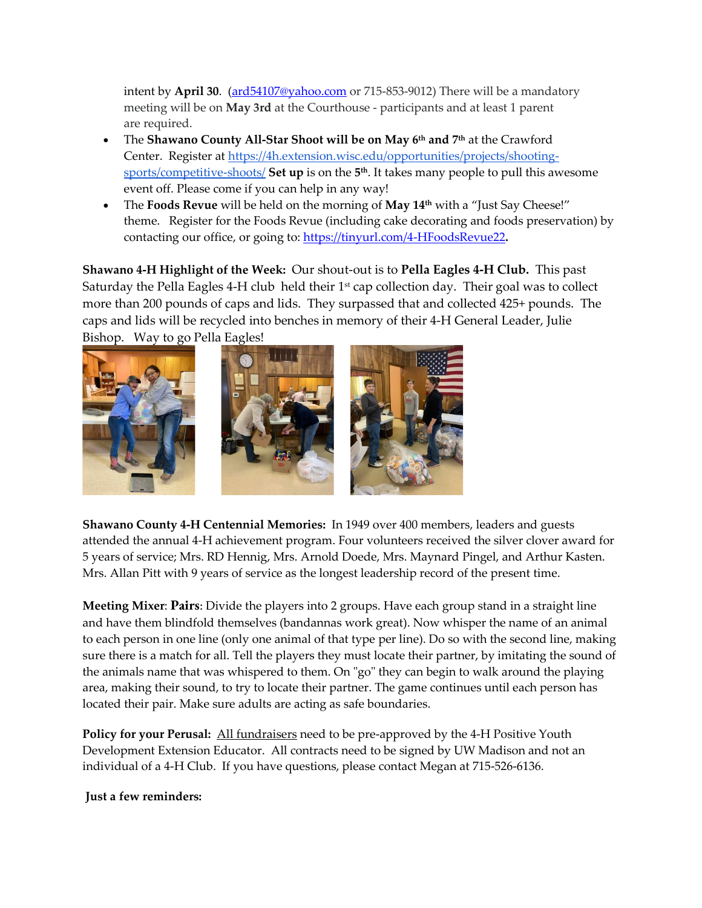intent by **April 30**. (ard54107@yahoo.com or 715-853-9012) There will be a mandatory meeting will be on **May 3rd** at the Courthouse - participants and at least 1 parent are required.

- The **Shawano County All-Star Shoot will be on May 6th and 7th** at the Crawford Center. Register at https://4h.extension.wisc.edu/opportunities/projects/shooting-sports/competitive-shoots/ **Set up** is on the **5th**. It takes many people to pull this awesome event off. Please come if you can help in any way!
- The **Foods Revue** will be held on the morning of **May 14th** with a "Just Say Cheese!" theme. Register for the Foods Revue (including cake decorating and foods preservation) by contacting our office, or going to: https://tinyurl.com/4-HFoodsRevue22**.**

**Shawano 4-H Highlight of the Week:** Our shout-out is to **Pella Eagles 4-H Club.** This past Saturday the Pella Eagles 4-H club held their 1st cap collection day. Their goal was to collect more than 200 pounds of caps and lids. They surpassed that and collected 425+ pounds. The caps and lids will be recycled into benches in memory of their 4-H General Leader, Julie Bishop. Way to go Pella Eagles!

**Shawano County 4-H Centennial Memories:** In 1949 over 400 members, leaders and guests attended the annual 4-H achievement program. Four volunteers received the silver clover award for 5 years of service; Mrs. RD Hennig, Mrs. Arnold Doede, Mrs. Maynard Pingel, and Arthur Kasten. Mrs. Allan Pitt with 9 years of service as the longest leadership record of the present time.

**Meeting Mixer**: **Pairs**: Divide the players into 2 groups. Have each group stand in a straight line and have them blindfold themselves (bandannas work great). Now whisper the name of an animal to each person in one line (only one animal of that type per line). Do so with the second line, making sure there is a match for all. Tell the players they must locate their partner, by imitating the sound of the animals name that was whispered to them. On "go" they can begin to walk around the playing area, making their sound, to try to locate their partner. The game continues until each person has located their pair. Make sure adults are acting as safe boundaries.

**Policy for your Perusal:** All fundraisers need to be pre-approved by the 4-H Positive Youth Development Extension Educator. All contracts need to be signed by UW Madison and not an individual of a 4-H Club. If you have questions, please contact Megan at 715-526-6136.

**Just a few reminders:**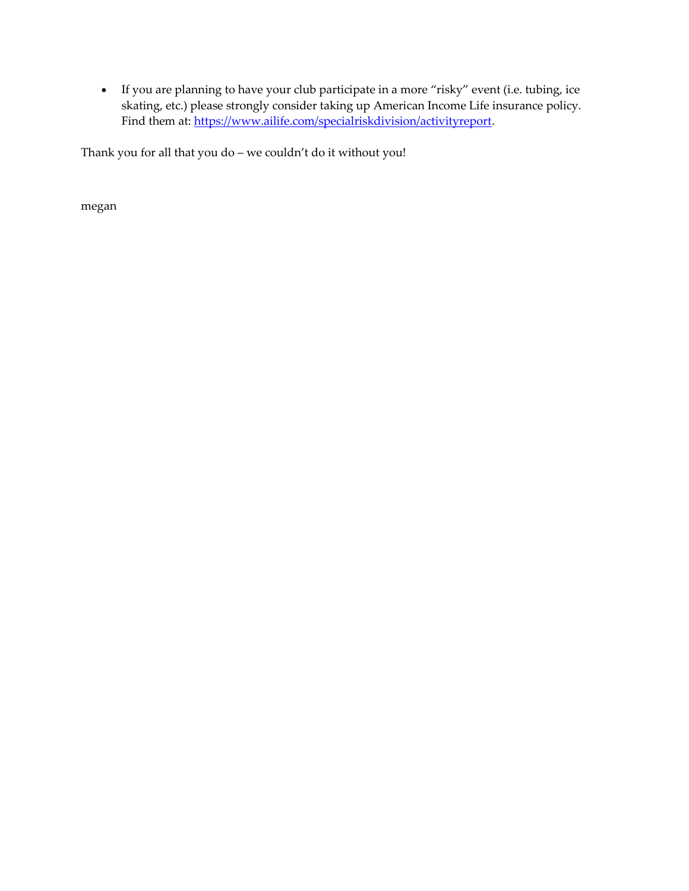- If you are planning to have your club participate in a more "risky" event (i.e. tubing, ice skating, etc.) please strongly consider taking up American Income Life insurance policy. Find them at: https://www.ailife.com/specialriskdivision/activityreport.

Thank you for all that you do – we couldn't do it without you!

megan